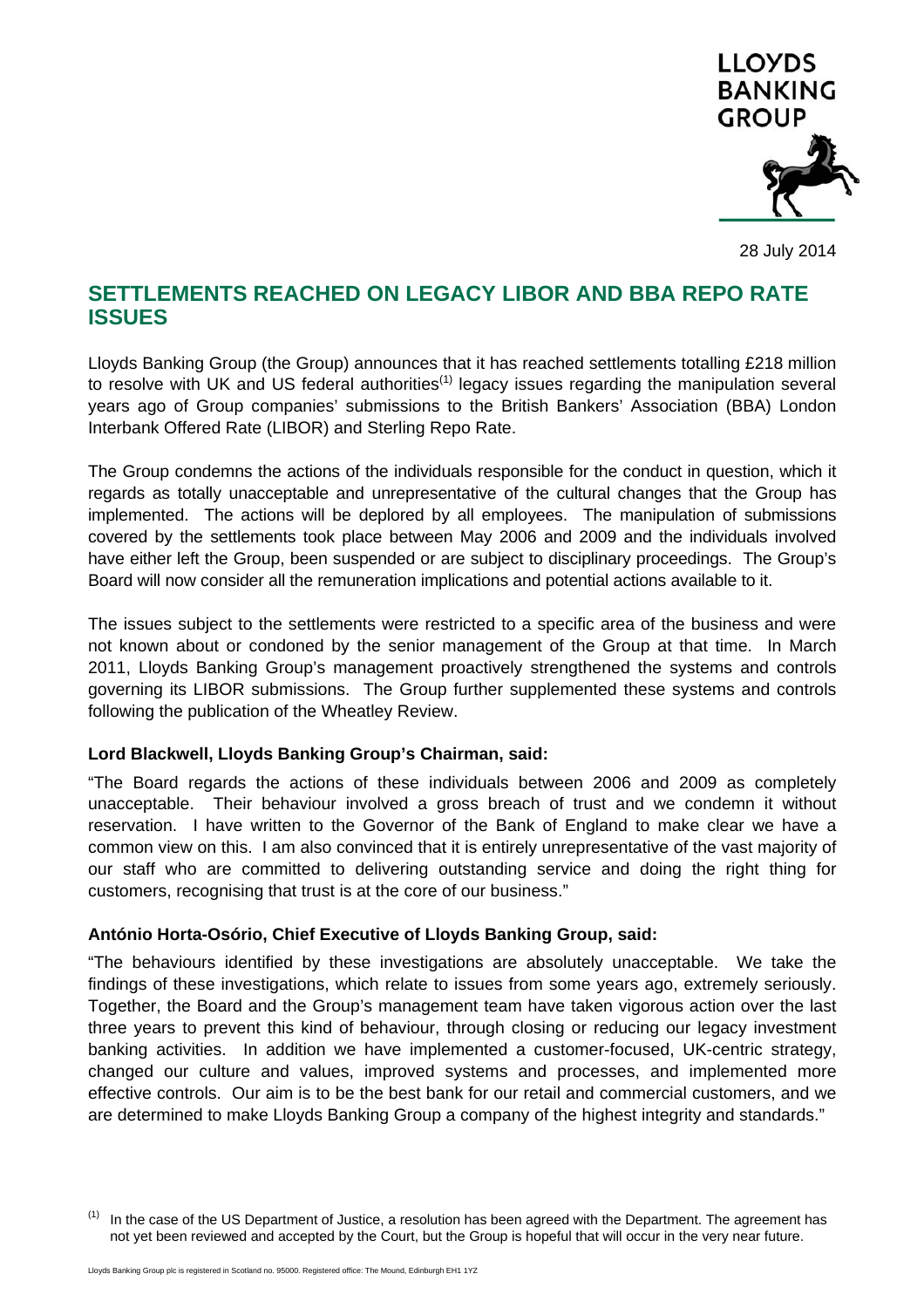LLOYDS BANKING GROUP

28 July 2014

# SETTLEMENTS REACHED ON LEGACY LIBOR AND BBA REPO RATE ISSUES

Lloyds Banking Group (the Group) announces that it has reached settlements totalling £218 million to resolve with UK and US federal authorities[1] legacy issues regarding the manipulation several years ago of Group companies' submissions to the British Bankers' Association (BBA) London Interbank Offered Rate (LIBOR) and Sterling Repo Rate.

The Group condemns the actions of the individuals responsible for the conduct in question, which it regards as totally unacceptable and unrepresentative of the cultural changes that the Group has implemented. The actions will be deplored by all employees. The manipulation of submissions covered by the settlements took place between May 2006 and 2009 and the individuals involved have either left the Group, been suspended or are subject to disciplinary proceedings. The Group's Board will now consider all the remuneration implications and potential actions available to it.

The issues subject to the settlements were restricted to a specific area of the business and were not known about or condoned by the senior management of the Group at that time. In March 2011, Lloyds Banking Group's management proactively strengthened the systems and controls governing its LIBOR submissions. The Group further supplemented these systems and controls following the publication of the Wheatley Review.

**Lord Blackwell, Lloyds Banking Group's Chairman, said:**

"The Board regards the actions of these individuals between 2006 and 2009 as completely unacceptable. Their behaviour involved a gross breach of trust and we condemn it without reservation. I have written to the Governor of the Bank of England to make clear we have a common view on this. I am also convinced that it is entirely unrepresentative of the vast majority of our staff who are committed to delivering outstanding service and doing the right thing for customers, recognising that trust is at the core of our business."

**António Horta-Osório, Chief Executive of Lloyds Banking Group, said:**

"The behaviours identified by these investigations are absolutely unacceptable. We take the findings of these investigations, which relate to issues from some years ago, extremely seriously. Together, the Board and the Group's management team have taken vigorous action over the last three years to prevent this kind of behaviour, through closing or reducing our legacy investment banking activities. In addition we have implemented a customer-focused, UK-centric strategy, changed our culture and values, improved systems and processes, and implemented more effective controls. Our aim is to be the best bank for our retail and commercial customers, and we are determined to make Lloyds Banking Group a company of the highest integrity and standards."

[1] In the case of the US Department of Justice, a resolution has been agreed with the Department. The agreement has not yet been reviewed and accepted by the Court, but the Group is hopeful that will occur in the very near future.

Lloyds Banking Group plc is registered in Scotland no. 95000. Registered office: The Mound, Edinburgh EH1 1YZ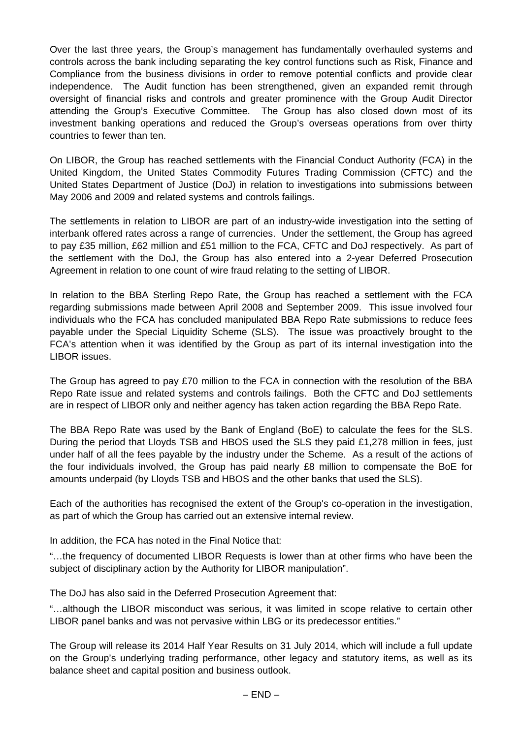Over the last three years, the Group's management has fundamentally overhauled systems and controls across the bank including separating the key control functions such as Risk, Finance and Compliance from the business divisions in order to remove potential conflicts and provide clear independence. The Audit function has been strengthened, given an expanded remit through oversight of financial risks and controls and greater prominence with the Group Audit Director attending the Group's Executive Committee. The Group has also closed down most of its investment banking operations and reduced the Group's overseas operations from over thirty countries to fewer than ten.

On LIBOR, the Group has reached settlements with the Financial Conduct Authority (FCA) in the United Kingdom, the United States Commodity Futures Trading Commission (CFTC) and the United States Department of Justice (DoJ) in relation to investigations into submissions between May 2006 and 2009 and related systems and controls failings.

The settlements in relation to LIBOR are part of an industry-wide investigation into the setting of interbank offered rates across a range of currencies. Under the settlement, the Group has agreed to pay £35 million, £62 million and £51 million to the FCA, CFTC and DoJ respectively. As part of the settlement with the DoJ, the Group has also entered into a 2-year Deferred Prosecution Agreement in relation to one count of wire fraud relating to the setting of LIBOR.

In relation to the BBA Sterling Repo Rate, the Group has reached a settlement with the FCA regarding submissions made between April 2008 and September 2009. This issue involved four individuals who the FCA has concluded manipulated BBA Repo Rate submissions to reduce fees payable under the Special Liquidity Scheme (SLS). The issue was proactively brought to the FCA's attention when it was identified by the Group as part of its internal investigation into the LIBOR issues.

The Group has agreed to pay £70 million to the FCA in connection with the resolution of the BBA Repo Rate issue and related systems and controls failings. Both the CFTC and DoJ settlements are in respect of LIBOR only and neither agency has taken action regarding the BBA Repo Rate.

The BBA Repo Rate was used by the Bank of England (BoE) to calculate the fees for the SLS. During the period that Lloyds TSB and HBOS used the SLS they paid £1,278 million in fees, just under half of all the fees payable by the industry under the Scheme. As a result of the actions of the four individuals involved, the Group has paid nearly £8 million to compensate the BoE for amounts underpaid (by Lloyds TSB and HBOS and the other banks that used the SLS).

Each of the authorities has recognised the extent of the Group's co-operation in the investigation, as part of which the Group has carried out an extensive internal review.

In addition, the FCA has noted in the Final Notice that:

"…the frequency of documented LIBOR Requests is lower than at other firms who have been the subject of disciplinary action by the Authority for LIBOR manipulation".

The DoJ has also said in the Deferred Prosecution Agreement that:

"…although the LIBOR misconduct was serious, it was limited in scope relative to certain other LIBOR panel banks and was not pervasive within LBG or its predecessor entities."

The Group will release its 2014 Half Year Results on 31 July 2014, which will include a full update on the Group's underlying trading performance, other legacy and statutory items, as well as its balance sheet and capital position and business outlook.

– END –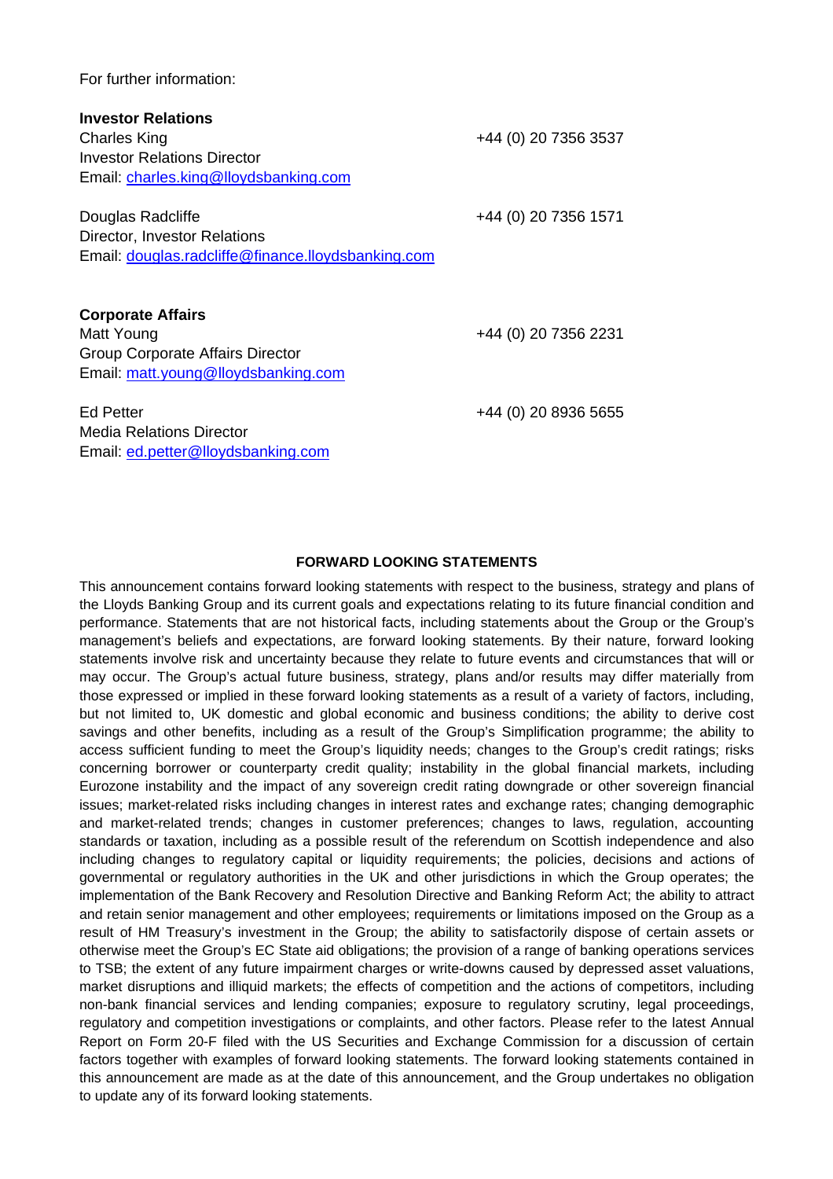For further information:

**Investor Relations**

Charles King +44 (0) 20 7356 3537
Investor Relations Director
Email: charles.king@lloydsbanking.com

Douglas Radcliffe +44 (0) 20 7356 1571
Director, Investor Relations
Email: douglas.radcliffe@finance.lloydsbanking.com

**Corporate Affairs**

Matt Young +44 (0) 20 7356 2231
Group Corporate Affairs Director
Email: matt.young@lloydsbanking.com

Ed Petter +44 (0) 20 8936 5655
Media Relations Director
Email: ed.petter@lloydsbanking.com

**FORWARD LOOKING STATEMENTS**

This announcement contains forward looking statements with respect to the business, strategy and plans of the Lloyds Banking Group and its current goals and expectations relating to its future financial condition and performance. Statements that are not historical facts, including statements about the Group or the Group's management's beliefs and expectations, are forward looking statements. By their nature, forward looking statements involve risk and uncertainty because they relate to future events and circumstances that will or may occur. The Group's actual future business, strategy, plans and/or results may differ materially from those expressed or implied in these forward looking statements as a result of a variety of factors, including, but not limited to, UK domestic and global economic and business conditions; the ability to derive cost savings and other benefits, including as a result of the Group's Simplification programme; the ability to access sufficient funding to meet the Group's liquidity needs; changes to the Group's credit ratings; risks concerning borrower or counterparty credit quality; instability in the global financial markets, including Eurozone instability and the impact of any sovereign credit rating downgrade or other sovereign financial issues; market-related risks including changes in interest rates and exchange rates; changing demographic and market-related trends; changes in customer preferences; changes to laws, regulation, accounting standards or taxation, including as a possible result of the referendum on Scottish independence and also including changes to regulatory capital or liquidity requirements; the policies, decisions and actions of governmental or regulatory authorities in the UK and other jurisdictions in which the Group operates; the implementation of the Bank Recovery and Resolution Directive and Banking Reform Act; the ability to attract and retain senior management and other employees; requirements or limitations imposed on the Group as a result of HM Treasury's investment in the Group; the ability to satisfactorily dispose of certain assets or otherwise meet the Group's EC State aid obligations; the provision of a range of banking operations services to TSB; the extent of any future impairment charges or write-downs caused by depressed asset valuations, market disruptions and illiquid markets; the effects of competition and the actions of competitors, including non-bank financial services and lending companies; exposure to regulatory scrutiny, legal proceedings, regulatory and competition investigations or complaints, and other factors. Please refer to the latest Annual Report on Form 20-F filed with the US Securities and Exchange Commission for a discussion of certain factors together with examples of forward looking statements. The forward looking statements contained in this announcement are made as at the date of this announcement, and the Group undertakes no obligation to update any of its forward looking statements.